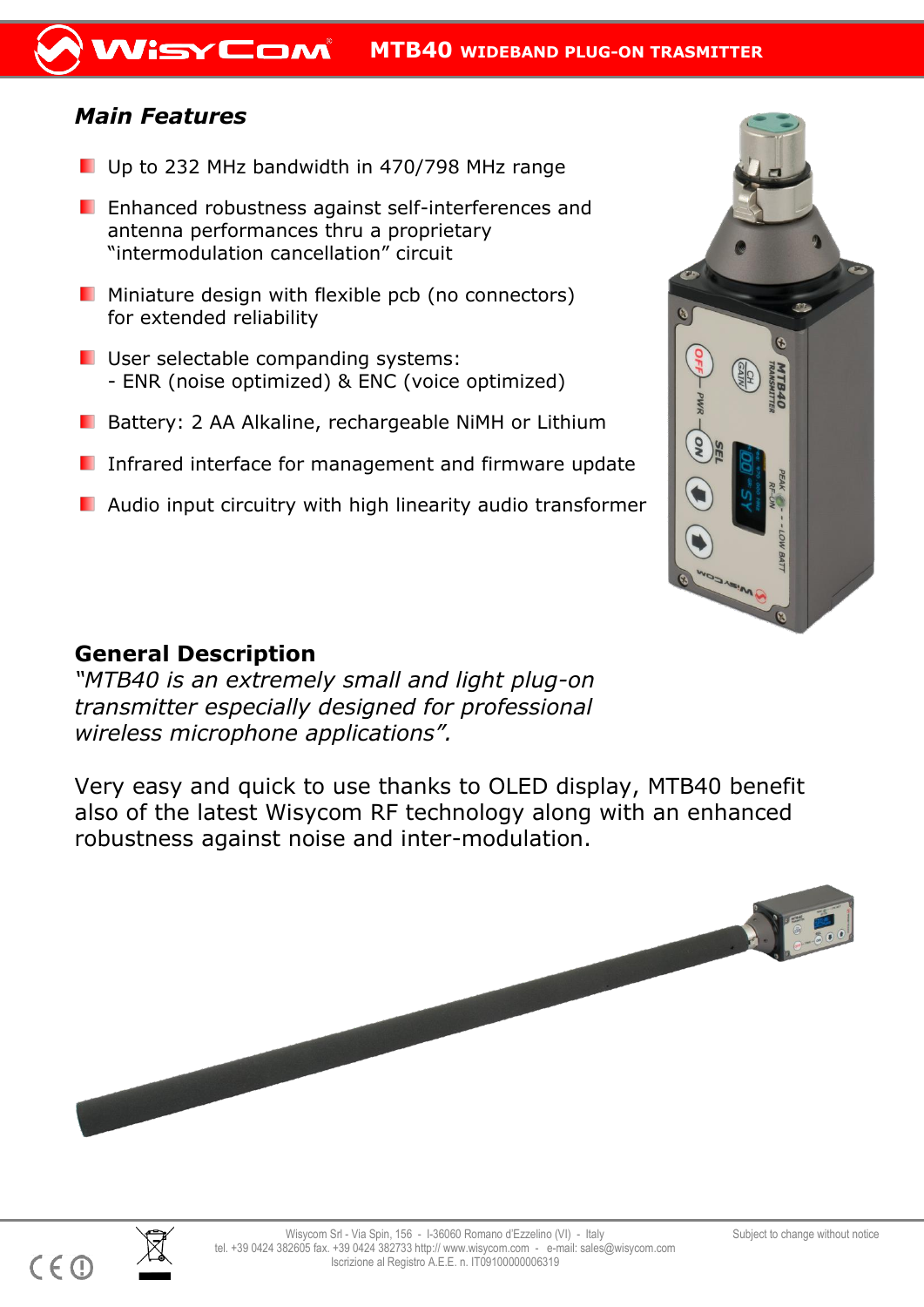# MTB40 WIDEBAND PLUG-ON TRASMITTER

## *Main Features*

- Up to 232 MHz bandwidth in 470/798 MHz range
- Enhanced robustness against self-interferences and antenna performances thru a proprietary “intermodulation cancellation” circuit
- Miniature design with flexible pcb (no connectors) for extended reliability
- User selectable companding systems:
  - ENR (noise optimized) & ENC (voice optimized)
- Battery: 2 AA Alkaline, rechargeable NiMH or Lithium
- Infrared interface for management and firmware update
- Audio input circuitry with high linearity audio transformer

## General Description

*“MTB40 is an extremely small and light plug-on transmitter especially designed for professional wireless microphone applications”.*

Very easy and quick to use thanks to OLED display, MTB40 benefit also of the latest Wisycom RF technology along with an enhanced robustness against noise and inter-modulation.

Wisycom Srl - Via Spin, 156 - I-36060 Romano d'Ezzelino (VI) - Italy
tel. +39 0424 382605 fax. +39 0424 382733 http:// www.wisycom.com - e-mail: sales@wisycom.com
Iscrizione al Registro A.E.E. n. IT09100000006319

Subject to change without notice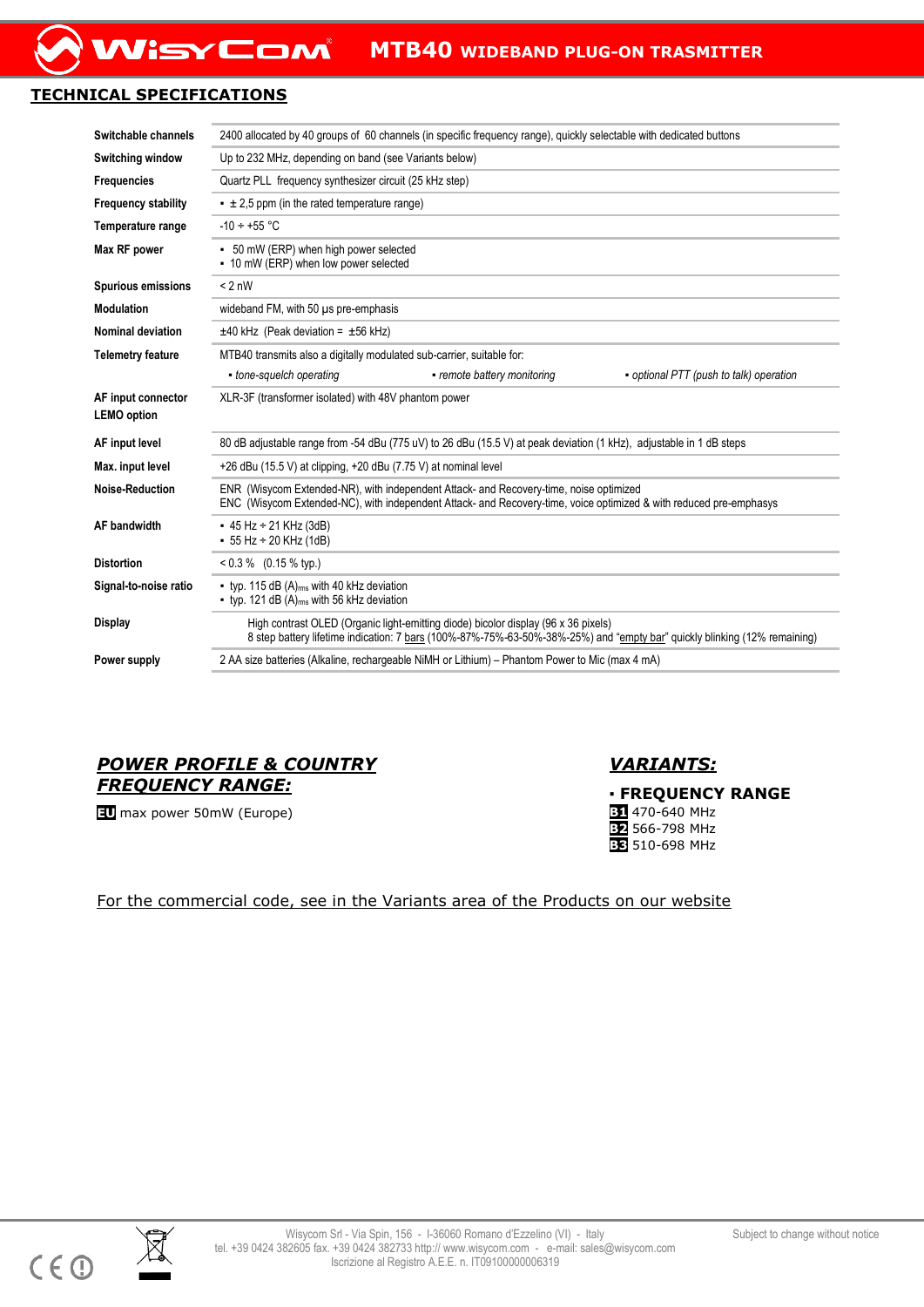# MTB40 WIDEBAND PLUG-ON TRASMITTER

## TECHNICAL SPECIFICATIONS

| | |
|---|---|
| **Switchable channels** | 2400 allocated by 40 groups of 60 channels (in specific frequency range), quickly selectable with dedicated buttons |
| **Switching window** | Up to 232 MHz, depending on band (see Variants below) |
| **Frequencies** | Quartz PLL frequency synthesizer circuit (25 kHz step) |
| **Frequency stability** | ▪ ± 2,5 ppm (in the rated temperature range) |
| **Temperature range** | -10 ÷ +55 °C |
| **Max RF power** | ▪ 50 mW (ERP) when high power selected<br>▪ 10 mW (ERP) when low power selected |
| **Spurious emissions** | < 2 nW |
| **Modulation** | wideband FM, with 50 µs pre-emphasis |
| **Nominal deviation** | ±40 kHz (Peak deviation = ±56 kHz) |
| **Telemetry feature** | MTB40 transmits also a digitally modulated sub-carrier, suitable for:<br>▪ *tone-squelch operating* ▪ *remote battery monitoring* ▪ *optional PTT (push to talk) operation* |
| **AF input connector**<br>**LEMO option** | XLR-3F (transformer isolated) with 48V phantom power |
| **AF input level** | 80 dB adjustable range from -54 dBu (775 uV) to 26 dBu (15.5 V) at peak deviation (1 kHz), adjustable in 1 dB steps |
| **Max. input level** | +26 dBu (15.5 V) at clipping, +20 dBu (7.75 V) at nominal level |
| **Noise-Reduction** | ENR (Wisycom Extended-NR), with independent Attack- and Recovery-time, noise optimized<br>ENC (Wisycom Extended-NC), with independent Attack- and Recovery-time, voice optimized & with reduced pre-emphasys |
| **AF bandwidth** | ▪ 45 Hz ÷ 21 KHz (3dB)<br>▪ 55 Hz ÷ 20 KHz (1dB) |
| **Distortion** | < 0.3 % (0.15 % typ.) |
| **Signal-to-noise ratio** | ▪ typ. 115 dB $(A)_{rms}$ with 40 kHz deviation<br>▪ typ. 121 dB $(A)_{rms}$ with 56 kHz deviation |
| **Display** | High contrast OLED (Organic light-emitting diode) bicolor display (96 x 36 pixels)<br>8 step battery lifetime indication: 7 bars (100%-87%-75%-63-50%-38%-25%) and "empty bar" quickly blinking (12% remaining) |
| **Power supply** | 2 AA size batteries (Alkaline, rechargeable NiMH or Lithium) – Phantom Power to Mic (max 4 mA) |

## *POWER PROFILE & COUNTRY FREQUENCY RANGE:*

**EU** max power 50mW (Europe)

## *VARIANTS:*

▪ **FREQUENCY RANGE**

**B1** 470-640 MHz
**B2** 566-798 MHz
**B3** 510-698 MHz

For the commercial code, see in the Variants area of the Products on our website

Wisycom Srl - Via Spin, 156 - I-36060 Romano d'Ezzelino (VI) - Italy
tel. +39 0424 382605 fax. +39 0424 382733 http:// www.wisycom.com - e-mail: sales@wisycom.com
Iscrizione al Registro A.E.E. n. IT09100000006319

Subject to change without notice